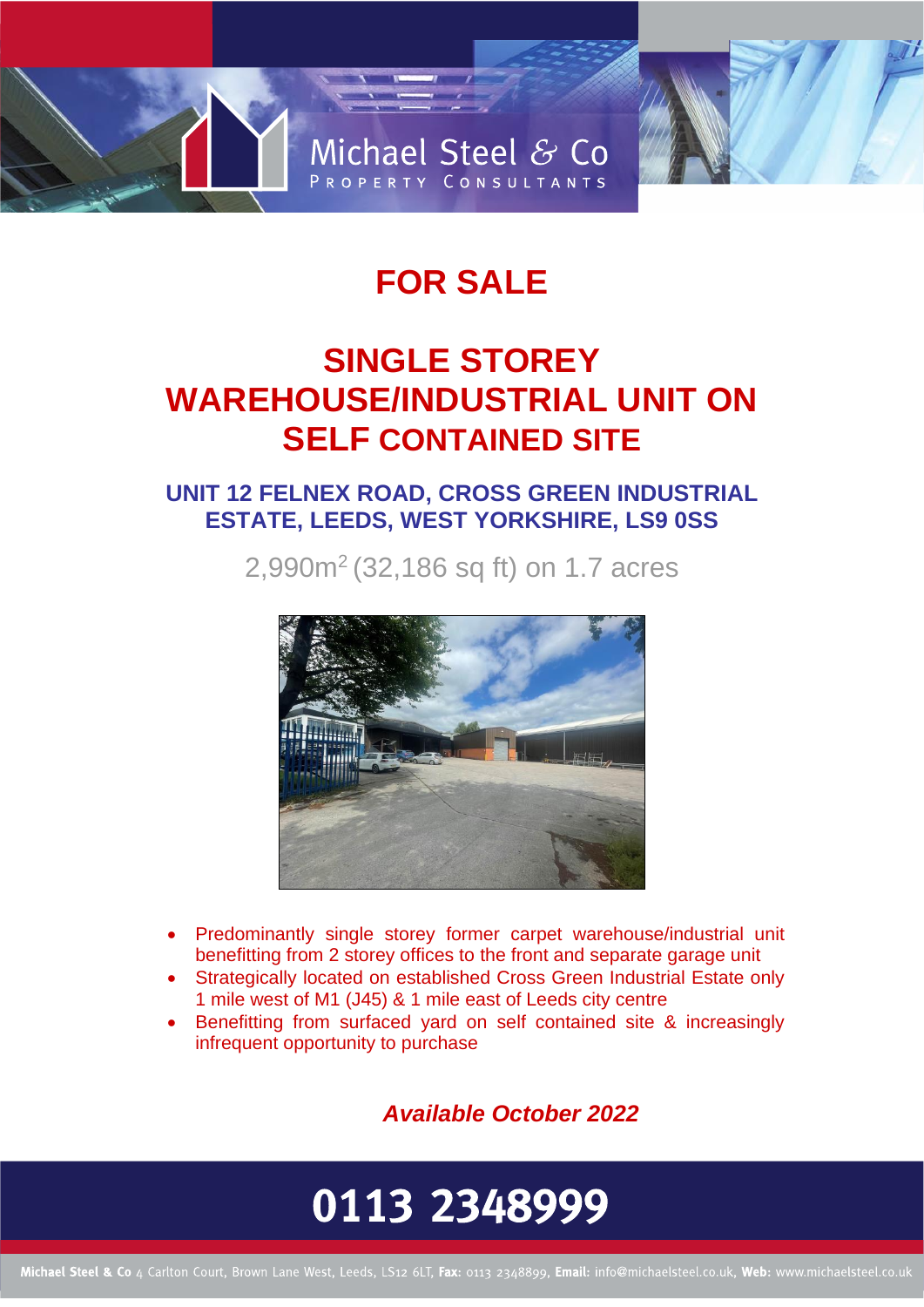Michael Steel & Co
PROPERTY CONSULTANTS

# FOR SALE

# SINGLE STOREY WAREHOUSE/INDUSTRIAL UNIT ON SELF CONTAINED SITE

## UNIT 12 FELNEX ROAD, CROSS GREEN INDUSTRIAL ESTATE, LEEDS, WEST YORKSHIRE, LS9 0SS

2,990m$^2$ (32,186 sq ft) on 1.7 acres

- Predominantly single storey former carpet warehouse/industrial unit benefitting from 2 storey offices to the front and separate garage unit
- Strategically located on established Cross Green Industrial Estate only 1 mile west of M1 (J45) & 1 mile east of Leeds city centre
- Benefitting from surfaced yard on self contained site & increasingly infrequent opportunity to purchase

***Available October 2022***

**0113 2348999**

**Michael Steel & Co** 4 Carlton Court, Brown Lane West, Leeds, LS12 6LT, **Fax:** 0113 2348899, **Email:** info@michaelsteel.co.uk, **Web:** www.michaelsteel.co.uk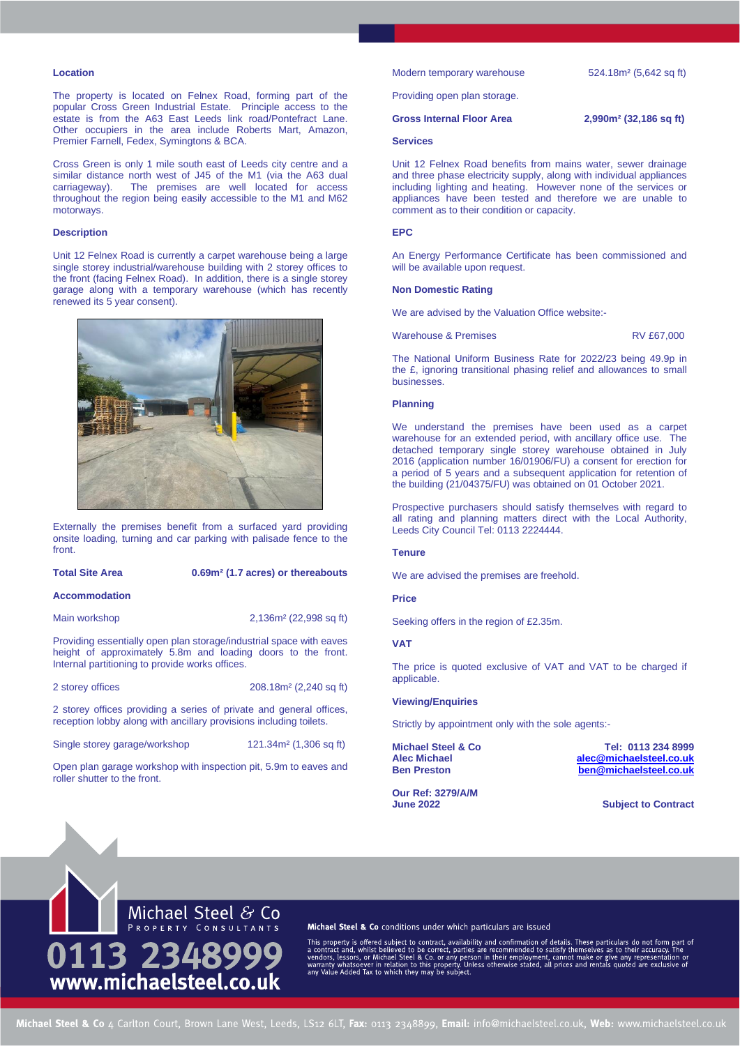### Location

The property is located on Felnex Road, forming part of the popular Cross Green Industrial Estate. Principle access to the estate is from the A63 East Leeds link road/Pontefract Lane. Other occupiers in the area include Roberts Mart, Amazon, Premier Farnell, Fedex, Symingtons & BCA.

Cross Green is only 1 mile south east of Leeds city centre and a similar distance north west of J45 of the M1 (via the A63 dual carriageway). The premises are well located for access throughout the region being easily accessible to the M1 and M62 motorways.

### Description

Unit 12 Felnex Road is currently a carpet warehouse being a large single storey industrial/warehouse building with 2 storey offices to the front (facing Felnex Road). In addition, there is a single storey garage along with a temporary warehouse (which has recently renewed its 5 year consent).

Externally the premises benefit from a surfaced yard providing onsite loading, turning and car parking with palisade fence to the front.

**Total Site Area** **0.69m² (1.7 acres) or thereabouts**

### Accommodation

| | |
|---|---|
| Main workshop | 2,136m² (22,998 sq ft) |

Providing essentially open plan storage/industrial space with eaves height of approximately 5.8m and loading doors to the front. Internal partitioning to provide works offices.

| | |
|---|---|
| 2 storey offices | 208.18m² (2,240 sq ft) |

2 storey offices providing a series of private and general offices, reception lobby along with ancillary provisions including toilets.

| | |
|---|---|
| Single storey garage/workshop | 121.34m² (1,306 sq ft) |

Open plan garage workshop with inspection pit, 5.9m to eaves and roller shutter to the front.

| | |
|---|---|
| Modern temporary warehouse | 524.18m² (5,642 sq ft) |

Providing open plan storage.

**Gross Internal Floor Area** **2,990m² (32,186 sq ft)**

### Services

Unit 12 Felnex Road benefits from mains water, sewer drainage and three phase electricity supply, along with individual appliances including lighting and heating. However none of the services or appliances have been tested and therefore we are unable to comment as to their condition or capacity.

### EPC

An Energy Performance Certificate has been commissioned and will be available upon request.

### Non Domestic Rating

We are advised by the Valuation Office website:-

| | |
|---|---|
| Warehouse & Premises | RV £67,000 |

The National Uniform Business Rate for 2022/23 being 49.9p in the £, ignoring transitional phasing relief and allowances to small businesses.

### Planning

We understand the premises have been used as a carpet warehouse for an extended period, with ancillary office use. The detached temporary single storey warehouse obtained in July 2016 (application number 16/01906/FU) a consent for erection for a period of 5 years and a subsequent application for retention of the building (21/04375/FU) was obtained on 01 October 2021.

Prospective purchasers should satisfy themselves with regard to all rating and planning matters direct with the Local Authority, Leeds City Council Tel: 0113 2224444.

### Tenure

We are advised the premises are freehold.

### Price

Seeking offers in the region of £2.35m.

### VAT

The price is quoted exclusive of VAT and VAT to be charged if applicable.

### Viewing/Enquiries

Strictly by appointment only with the sole agents:-

**Michael Steel & Co** — **Tel: 0113 234 8999**
**Alec Michael** — **alec@michaelsteel.co.uk**
**Ben Preston** — **ben@michaelsteel.co.uk**

**Our Ref: 3279/A/M**
**June 2022**

**Subject to Contract**

Michael Steel & Co PROPERTY CONSULTANTS
0113 2348999
www.michaelsteel.co.uk

**Michael Steel & Co** conditions under which particulars are issued

This property is offered subject to contract, availability and confirmation of details. These particulars do not form part of a contract and, whilst believed to be correct, parties are recommended to satisfy themselves as to their accuracy. The vendors, lessors, or Michael Steel & Co. or any person in their employment, cannot make or give any representation or warranty whatsoever in relation to this property. Unless otherwise stated, all prices and rentals quoted are exclusive of any Value Added Tax to which they may be subject.

**Michael Steel & Co** 4 Carlton Court, Brown Lane West, Leeds, LS12 6LT, **Fax:** 0113 2348899, **Email:** info@michaelsteel.co.uk, **Web:** www.michaelsteel.co.uk